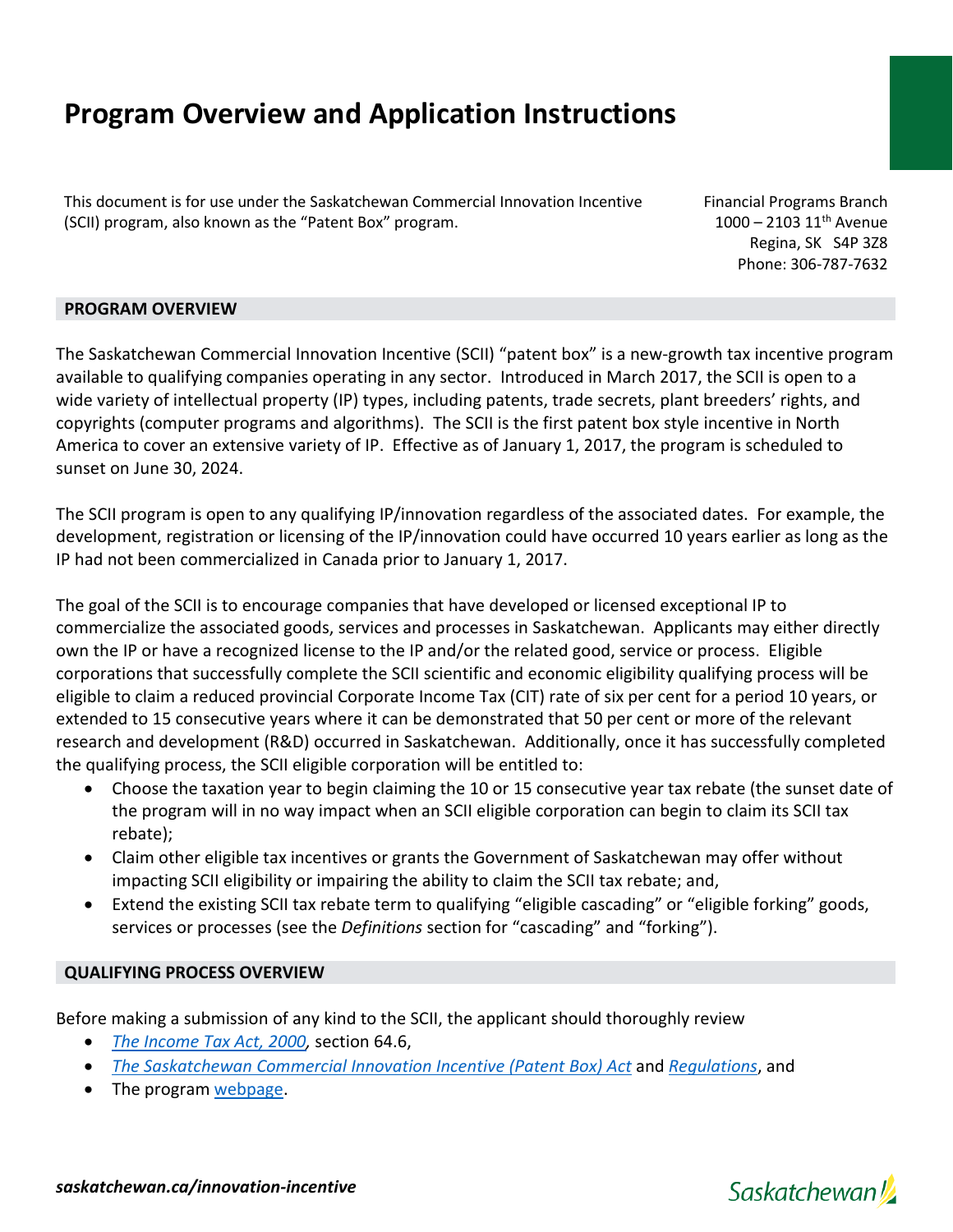# Program Overview and Application Instructions

This document is for use under the Saskatchewan Commercial Innovation Incentive (SCII) program, also known as the "Patent Box" program.

Financial Programs Branch
1000 – 2103 11th Avenue
Regina, SK S4P 3Z8
Phone: 306-787-7632

## PROGRAM OVERVIEW

The Saskatchewan Commercial Innovation Incentive (SCII) "patent box" is a new-growth tax incentive program available to qualifying companies operating in any sector. Introduced in March 2017, the SCII is open to a wide variety of intellectual property (IP) types, including patents, trade secrets, plant breeders' rights, and copyrights (computer programs and algorithms). The SCII is the first patent box style incentive in North America to cover an extensive variety of IP. Effective as of January 1, 2017, the program is scheduled to sunset on June 30, 2024.

The SCII program is open to any qualifying IP/innovation regardless of the associated dates. For example, the development, registration or licensing of the IP/innovation could have occurred 10 years earlier as long as the IP had not been commercialized in Canada prior to January 1, 2017.

The goal of the SCII is to encourage companies that have developed or licensed exceptional IP to commercialize the associated goods, services and processes in Saskatchewan. Applicants may either directly own the IP or have a recognized license to the IP and/or the related good, service or process. Eligible corporations that successfully complete the SCII scientific and economic eligibility qualifying process will be eligible to claim a reduced provincial Corporate Income Tax (CIT) rate of six per cent for a period 10 years, or extended to 15 consecutive years where it can be demonstrated that 50 per cent or more of the relevant research and development (R&D) occurred in Saskatchewan. Additionally, once it has successfully completed the qualifying process, the SCII eligible corporation will be entitled to:

- Choose the taxation year to begin claiming the 10 or 15 consecutive year tax rebate (the sunset date of the program will in no way impact when an SCII eligible corporation can begin to claim its SCII tax rebate);
- Claim other eligible tax incentives or grants the Government of Saskatchewan may offer without impacting SCII eligibility or impairing the ability to claim the SCII tax rebate; and,
- Extend the existing SCII tax rebate term to qualifying "eligible cascading" or "eligible forking" goods, services or processes (see the *Definitions* section for "cascading" and "forking").

## QUALIFYING PROCESS OVERVIEW

Before making a submission of any kind to the SCII, the applicant should thoroughly review

- *The Income Tax Act, 2000*, section 64.6,
- *The Saskatchewan Commercial Innovation Incentive (Patent Box) Act* and *Regulations*, and
- The program webpage.

*saskatchewan.ca/innovation-incentive*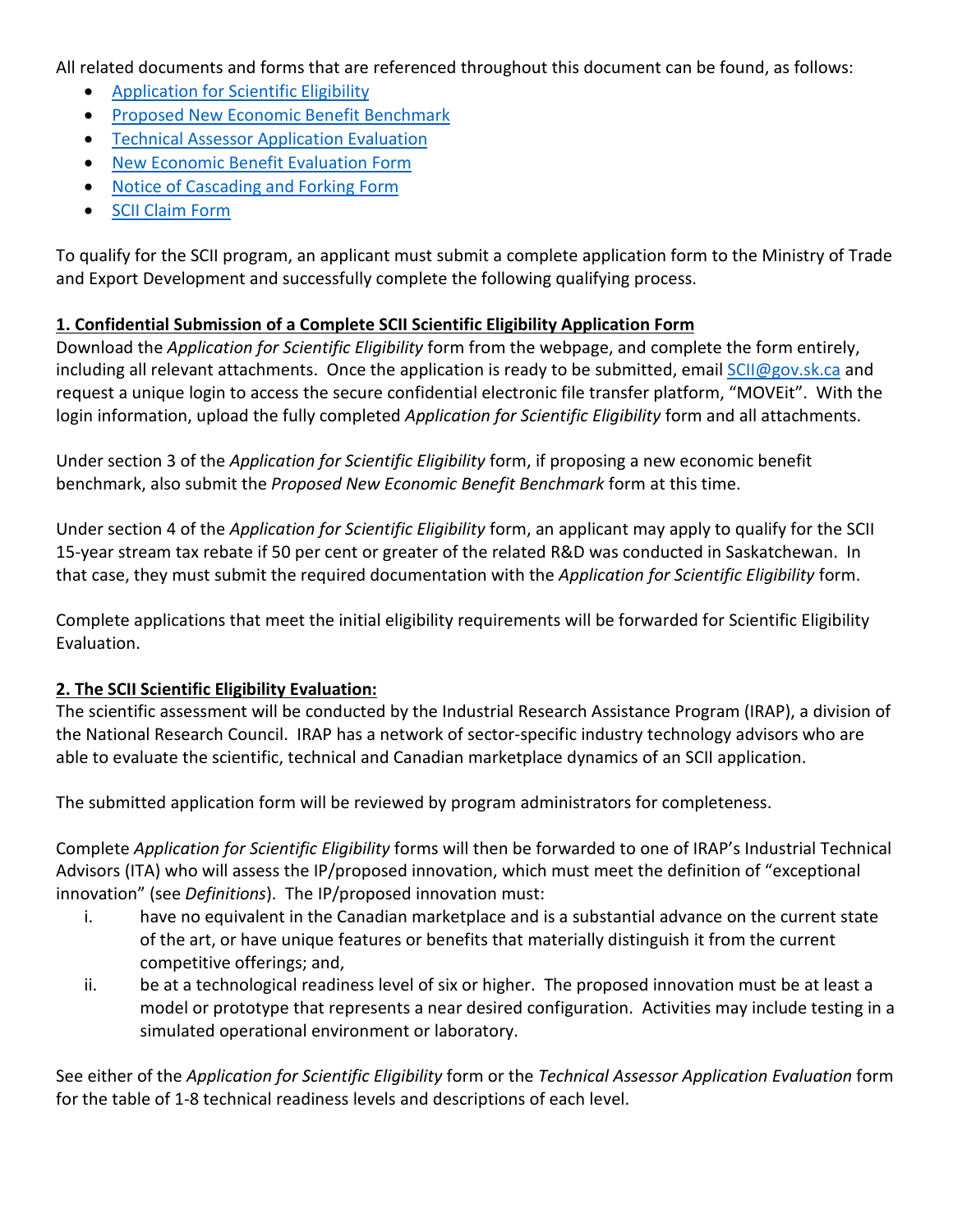All related documents and forms that are referenced throughout this document can be found, as follows:

- [Application for Scientific Eligibility]()
- [Proposed New Economic Benefit Benchmark]()
- [Technical Assessor Application Evaluation]()
- [New Economic Benefit Evaluation Form]()
- [Notice of Cascading and Forking Form]()
- [SCII Claim Form]()

To qualify for the SCII program, an applicant must submit a complete application form to the Ministry of Trade and Export Development and successfully complete the following qualifying process.

**1. Confidential Submission of a Complete SCII Scientific Eligibility Application Form**

Download the *Application for Scientific Eligibility* form from the webpage, and complete the form entirely, including all relevant attachments. Once the application is ready to be submitted, email [SCII@gov.sk.ca](mailto:SCII@gov.sk.ca) and request a unique login to access the secure confidential electronic file transfer platform, "MOVEit". With the login information, upload the fully completed *Application for Scientific Eligibility* form and all attachments.

Under section 3 of the *Application for Scientific Eligibility* form, if proposing a new economic benefit benchmark, also submit the *Proposed New Economic Benefit Benchmark* form at this time.

Under section 4 of the *Application for Scientific Eligibility* form, an applicant may apply to qualify for the SCII 15-year stream tax rebate if 50 per cent or greater of the related R&D was conducted in Saskatchewan. In that case, they must submit the required documentation with the *Application for Scientific Eligibility* form.

Complete applications that meet the initial eligibility requirements will be forwarded for Scientific Eligibility Evaluation.

**2. The SCII Scientific Eligibility Evaluation:**

The scientific assessment will be conducted by the Industrial Research Assistance Program (IRAP), a division of the National Research Council. IRAP has a network of sector-specific industry technology advisors who are able to evaluate the scientific, technical and Canadian marketplace dynamics of an SCII application.

The submitted application form will be reviewed by program administrators for completeness.

Complete *Application for Scientific Eligibility* forms will then be forwarded to one of IRAP's Industrial Technical Advisors (ITA) who will assess the IP/proposed innovation, which must meet the definition of "exceptional innovation" (see *Definitions*). The IP/proposed innovation must:

i. have no equivalent in the Canadian marketplace and is a substantial advance on the current state of the art, or have unique features or benefits that materially distinguish it from the current competitive offerings; and,

ii. be at a technological readiness level of six or higher. The proposed innovation must be at least a model or prototype that represents a near desired configuration. Activities may include testing in a simulated operational environment or laboratory.

See either of the *Application for Scientific Eligibility* form or the *Technical Assessor Application Evaluation* form for the table of 1-8 technical readiness levels and descriptions of each level.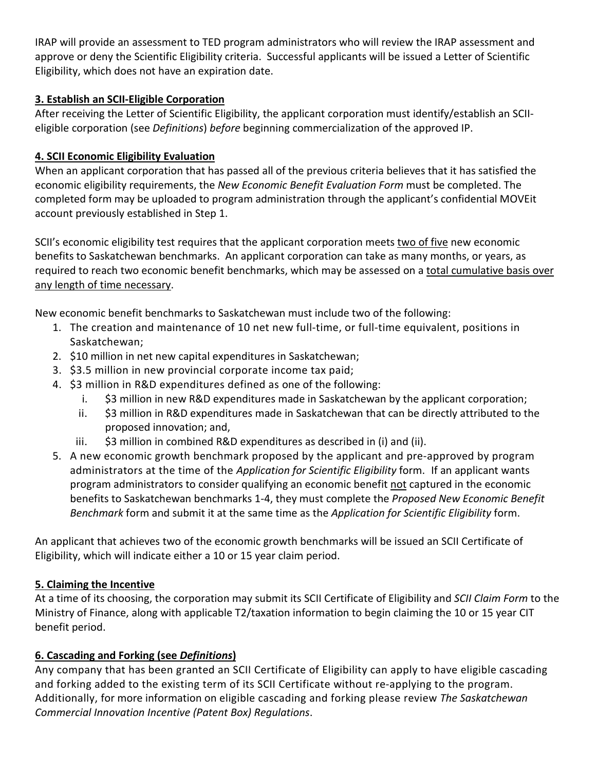IRAP will provide an assessment to TED program administrators who will review the IRAP assessment and approve or deny the Scientific Eligibility criteria. Successful applicants will be issued a Letter of Scientific Eligibility, which does not have an expiration date.

### 3. Establish an SCII-Eligible Corporation

After receiving the Letter of Scientific Eligibility, the applicant corporation must identify/establish an SCII-eligible corporation (see *Definitions*) *before* beginning commercialization of the approved IP.

### 4. SCII Economic Eligibility Evaluation

When an applicant corporation that has passed all of the previous criteria believes that it has satisfied the economic eligibility requirements, the *New Economic Benefit Evaluation Form* must be completed. The completed form may be uploaded to program administration through the applicant's confidential MOVEit account previously established in Step 1.

SCII's economic eligibility test requires that the applicant corporation meets two of five new economic benefits to Saskatchewan benchmarks. An applicant corporation can take as many months, or years, as required to reach two economic benefit benchmarks, which may be assessed on a total cumulative basis over any length of time necessary.

New economic benefit benchmarks to Saskatchewan must include two of the following:

1. The creation and maintenance of 10 net new full-time, or full-time equivalent, positions in Saskatchewan;
2. $10 million in net new capital expenditures in Saskatchewan;
3. $3.5 million in new provincial corporate income tax paid;
4. $3 million in R&D expenditures defined as one of the following:
   1. $3 million in new R&D expenditures made in Saskatchewan by the applicant corporation;
   2. $3 million in R&D expenditures made in Saskatchewan that can be directly attributed to the proposed innovation; and,
   3. $3 million in combined R&D expenditures as described in (i) and (ii).
5. A new economic growth benchmark proposed by the applicant and pre-approved by program administrators at the time of the *Application for Scientific Eligibility* form. If an applicant wants program administrators to consider qualifying an economic benefit not captured in the economic benefits to Saskatchewan benchmarks 1-4, they must complete the *Proposed New Economic Benefit Benchmark* form and submit it at the same time as the *Application for Scientific Eligibility* form.

An applicant that achieves two of the economic growth benchmarks will be issued an SCII Certificate of Eligibility, which will indicate either a 10 or 15 year claim period.

### 5. Claiming the Incentive

At a time of its choosing, the corporation may submit its SCII Certificate of Eligibility and *SCII Claim Form* to the Ministry of Finance, along with applicable T2/taxation information to begin claiming the 10 or 15 year CIT benefit period.

### 6. Cascading and Forking (see *Definitions*)

Any company that has been granted an SCII Certificate of Eligibility can apply to have eligible cascading and forking added to the existing term of its SCII Certificate without re-applying to the program. Additionally, for more information on eligible cascading and forking please review *The Saskatchewan Commercial Innovation Incentive (Patent Box) Regulations*.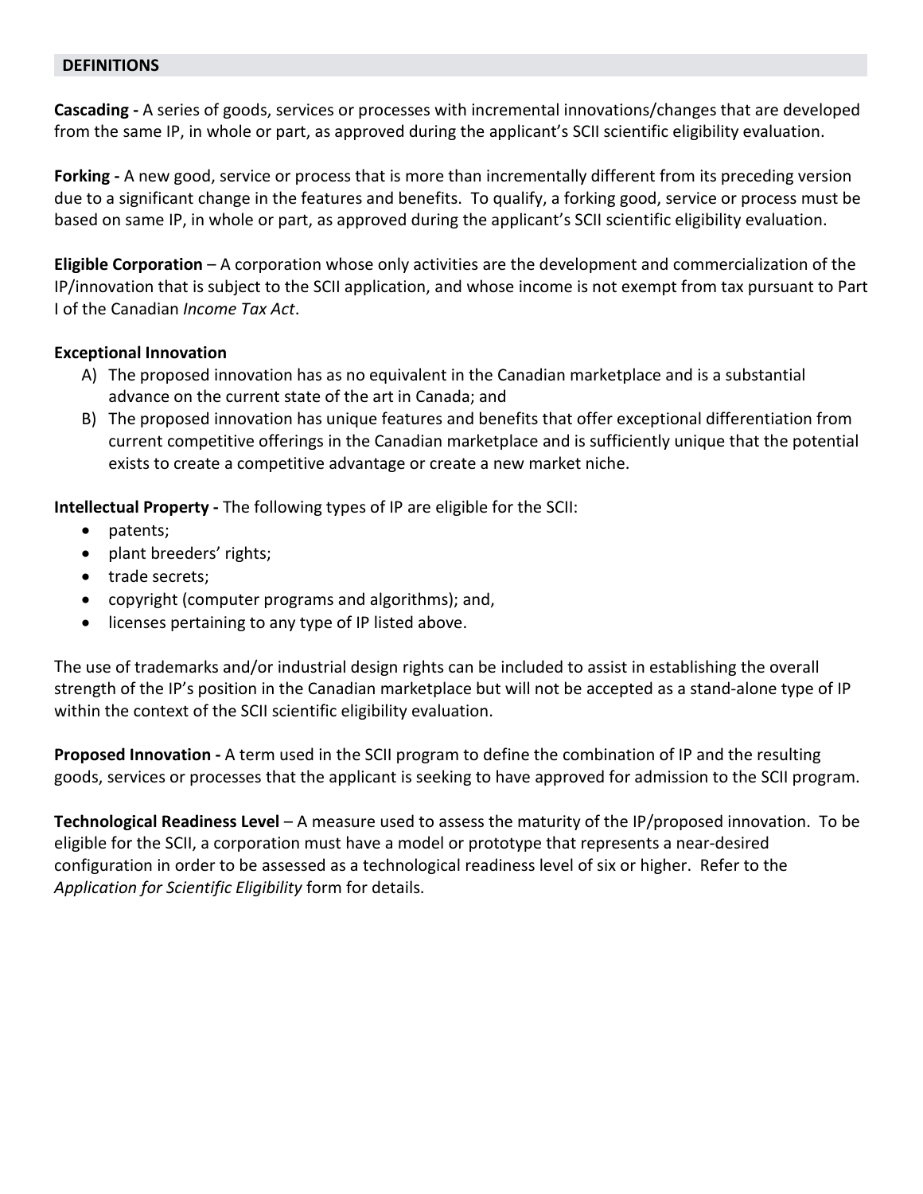## DEFINITIONS

**Cascading -** A series of goods, services or processes with incremental innovations/changes that are developed from the same IP, in whole or part, as approved during the applicant's SCII scientific eligibility evaluation.

**Forking -** A new good, service or process that is more than incrementally different from its preceding version due to a significant change in the features and benefits. To qualify, a forking good, service or process must be based on same IP, in whole or part, as approved during the applicant's SCII scientific eligibility evaluation.

**Eligible Corporation** – A corporation whose only activities are the development and commercialization of the IP/innovation that is subject to the SCII application, and whose income is not exempt from tax pursuant to Part I of the Canadian *Income Tax Act*.

**Exceptional Innovation**

A) The proposed innovation has as no equivalent in the Canadian marketplace and is a substantial advance on the current state of the art in Canada; and
B) The proposed innovation has unique features and benefits that offer exceptional differentiation from current competitive offerings in the Canadian marketplace and is sufficiently unique that the potential exists to create a competitive advantage or create a new market niche.

**Intellectual Property -** The following types of IP are eligible for the SCII:

- patents;
- plant breeders' rights;
- trade secrets;
- copyright (computer programs and algorithms); and,
- licenses pertaining to any type of IP listed above.

The use of trademarks and/or industrial design rights can be included to assist in establishing the overall strength of the IP's position in the Canadian marketplace but will not be accepted as a stand-alone type of IP within the context of the SCII scientific eligibility evaluation.

**Proposed Innovation -** A term used in the SCII program to define the combination of IP and the resulting goods, services or processes that the applicant is seeking to have approved for admission to the SCII program.

**Technological Readiness Level** – A measure used to assess the maturity of the IP/proposed innovation. To be eligible for the SCII, a corporation must have a model or prototype that represents a near-desired configuration in order to be assessed as a technological readiness level of six or higher. Refer to the *Application for Scientific Eligibility* form for details.